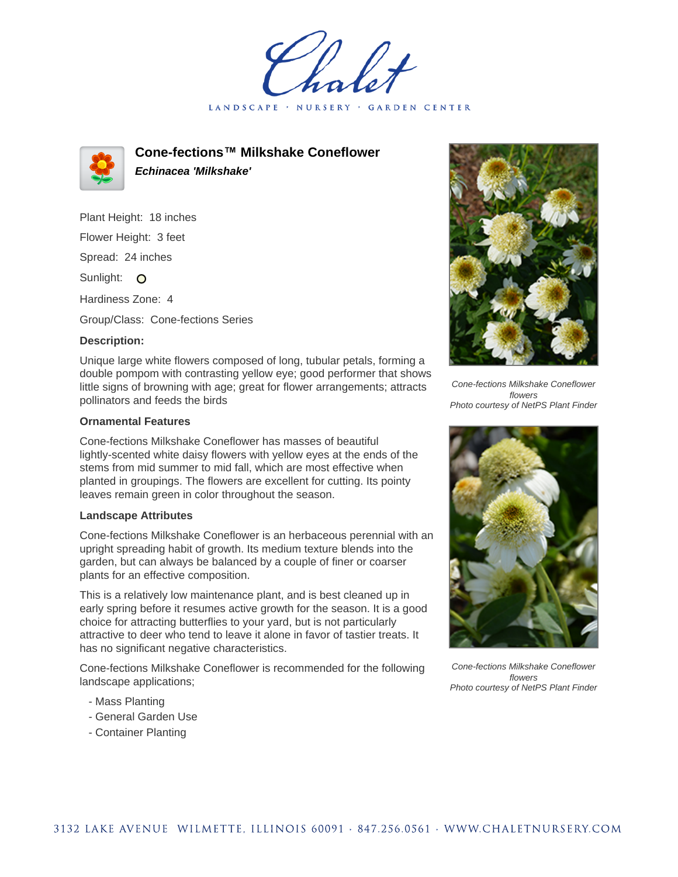Chalet

LANDSCAPE · NURSERY · GARDEN CENTER

# Cone-fections™ Milkshake Coneflower

***Echinacea 'Milkshake'***

Plant Height: 18 inches

Flower Height: 3 feet

Spread: 24 inches

Sunlight: O

Hardiness Zone: 4

Group/Class: Cone-fections Series

### Description:

Unique large white flowers composed of long, tubular petals, forming a double pompom with contrasting yellow eye; good performer that shows little signs of browning with age; great for flower arrangements; attracts pollinators and feeds the birds

### Ornamental Features

Cone-fections Milkshake Coneflower has masses of beautiful lightly-scented white daisy flowers with yellow eyes at the ends of the stems from mid summer to mid fall, which are most effective when planted in groupings. The flowers are excellent for cutting. Its pointy leaves remain green in color throughout the season.

### Landscape Attributes

Cone-fections Milkshake Coneflower is an herbaceous perennial with an upright spreading habit of growth. Its medium texture blends into the garden, but can always be balanced by a couple of finer or coarser plants for an effective composition.

This is a relatively low maintenance plant, and is best cleaned up in early spring before it resumes active growth for the season. It is a good choice for attracting butterflies to your yard, but is not particularly attractive to deer who tend to leave it alone in favor of tastier treats. It has no significant negative characteristics.

Cone-fections Milkshake Coneflower is recommended for the following landscape applications;

- Mass Planting
- General Garden Use
- Container Planting

*Cone-fections Milkshake Coneflower flowers*
*Photo courtesy of NetPS Plant Finder*

*Cone-fections Milkshake Coneflower flowers*
*Photo courtesy of NetPS Plant Finder*

3132 LAKE AVENUE WILMETTE, ILLINOIS 60091 · 847.256.0561 · WWW.CHALETNURSERY.COM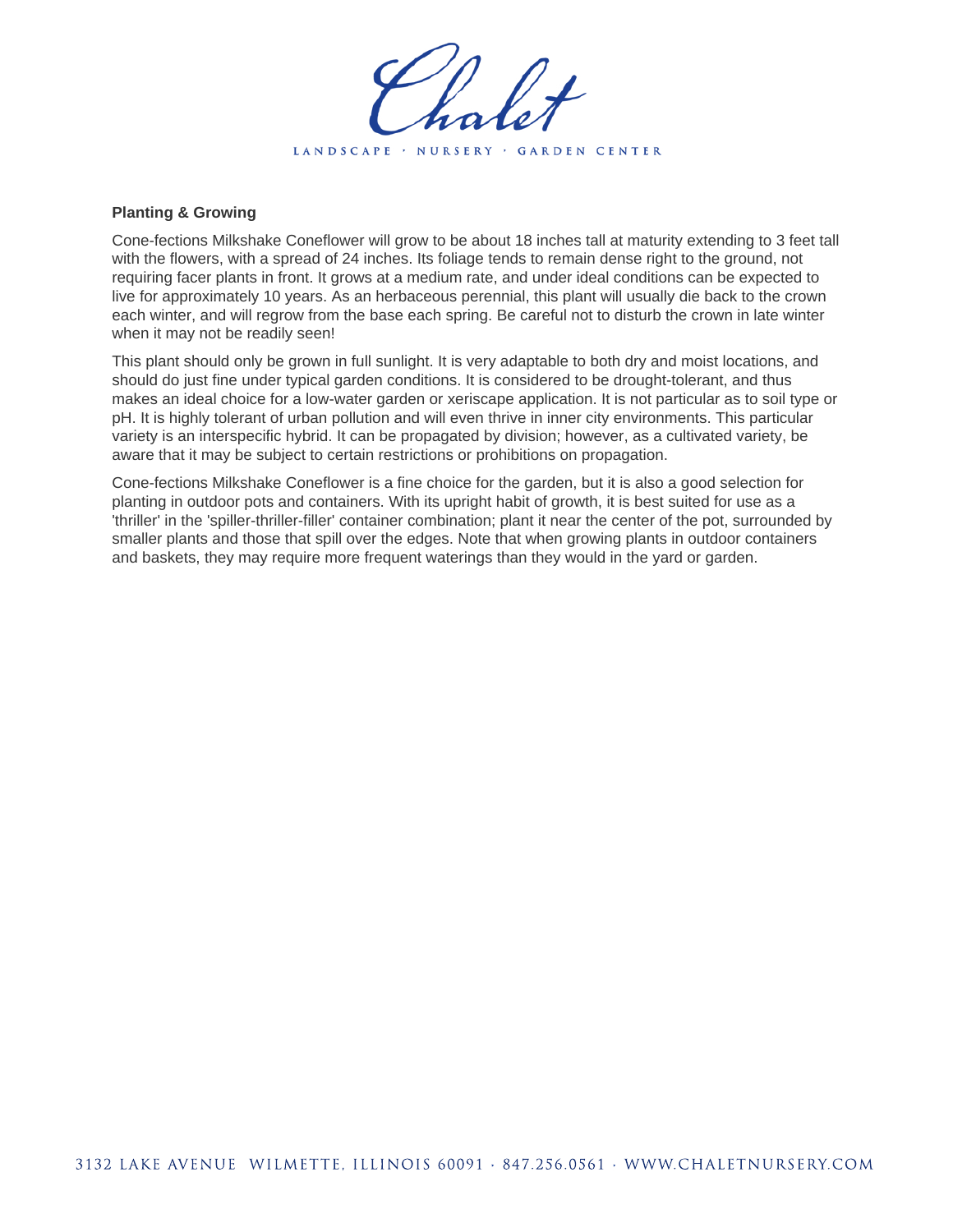**Planting & Growing**

Cone-fections Milkshake Coneflower will grow to be about 18 inches tall at maturity extending to 3 feet tall with the flowers, with a spread of 24 inches. Its foliage tends to remain dense right to the ground, not requiring facer plants in front. It grows at a medium rate, and under ideal conditions can be expected to live for approximately 10 years. As an herbaceous perennial, this plant will usually die back to the crown each winter, and will regrow from the base each spring. Be careful not to disturb the crown in late winter when it may not be readily seen!

This plant should only be grown in full sunlight. It is very adaptable to both dry and moist locations, and should do just fine under typical garden conditions. It is considered to be drought-tolerant, and thus makes an ideal choice for a low-water garden or xeriscape application. It is not particular as to soil type or pH. It is highly tolerant of urban pollution and will even thrive in inner city environments. This particular variety is an interspecific hybrid. It can be propagated by division; however, as a cultivated variety, be aware that it may be subject to certain restrictions or prohibitions on propagation.

Cone-fections Milkshake Coneflower is a fine choice for the garden, but it is also a good selection for planting in outdoor pots and containers. With its upright habit of growth, it is best suited for use as a 'thriller' in the 'spiller-thriller-filler' container combination; plant it near the center of the pot, surrounded by smaller plants and those that spill over the edges. Note that when growing plants in outdoor containers and baskets, they may require more frequent waterings than they would in the yard or garden.